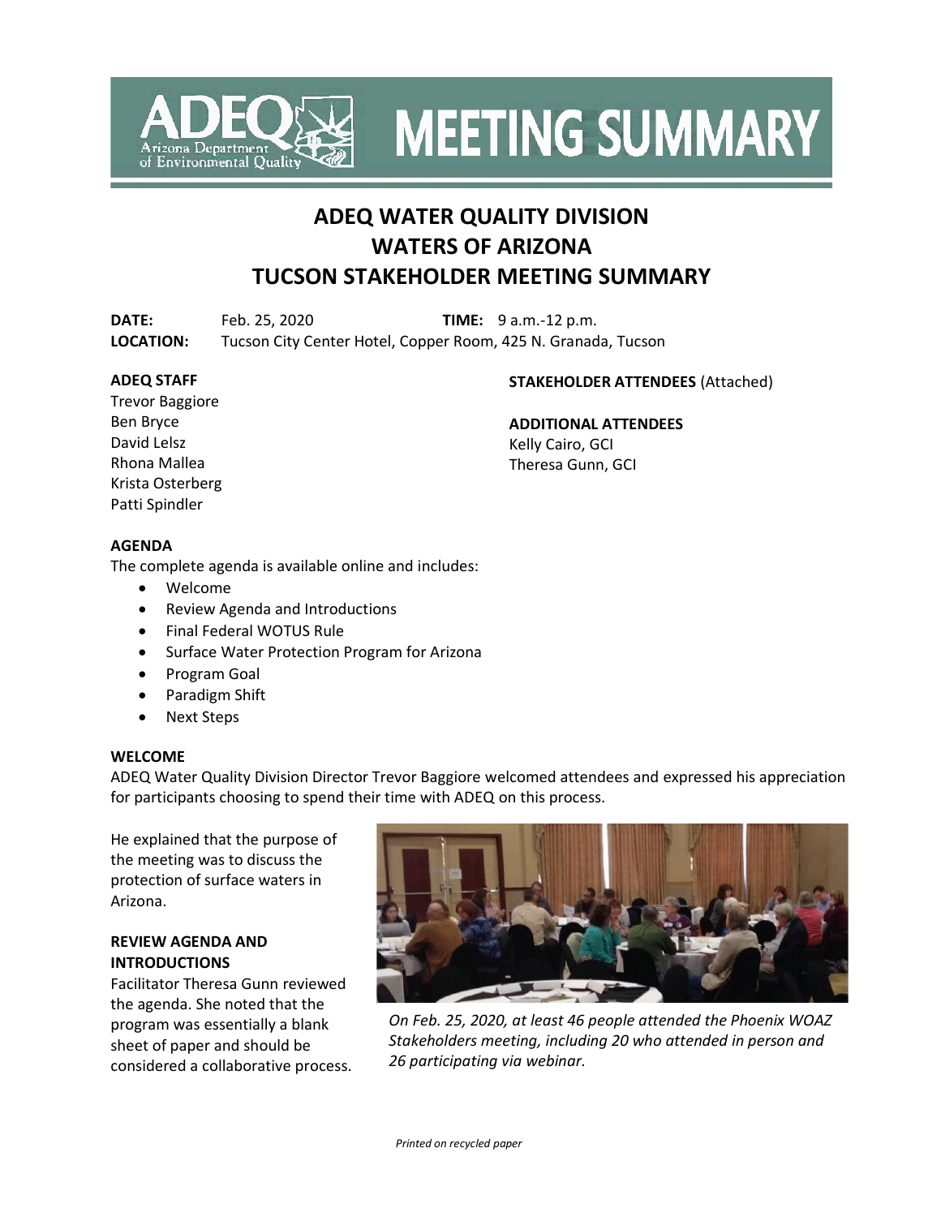# MEETING SUMMARY

## ADEQ WATER QUALITY DIVISION
## WATERS OF ARIZONA
## TUCSON STAKEHOLDER MEETING SUMMARY

**DATE:** Feb. 25, 2020 **TIME:** 9 a.m.-12 p.m.
**LOCATION:** Tucson City Center Hotel, Copper Room, 425 N. Granada, Tucson

**ADEQ STAFF**
Trevor Baggiore
Ben Bryce
David Lelsz
Rhona Mallea
Krista Osterberg
Patti Spindler

**STAKEHOLDER ATTENDEES** (Attached)

**ADDITIONAL ATTENDEES**
Kelly Cairo, GCI
Theresa Gunn, GCI

**AGENDA**

The complete agenda is available online and includes:

- Welcome
- Review Agenda and Introductions
- Final Federal WOTUS Rule
- Surface Water Protection Program for Arizona
- Program Goal
- Paradigm Shift
- Next Steps

**WELCOME**

ADEQ Water Quality Division Director Trevor Baggiore welcomed attendees and expressed his appreciation for participants choosing to spend their time with ADEQ on this process.

He explained that the purpose of the meeting was to discuss the protection of surface waters in Arizona.

**REVIEW AGENDA AND INTRODUCTIONS**

Facilitator Theresa Gunn reviewed the agenda. She noted that the program was essentially a blank sheet of paper and should be considered a collaborative process.

*On Feb. 25, 2020, at least 46 people attended the Phoenix WOAZ Stakeholders meeting, including 20 who attended in person and 26 participating via webinar.*

*Printed on recycled paper*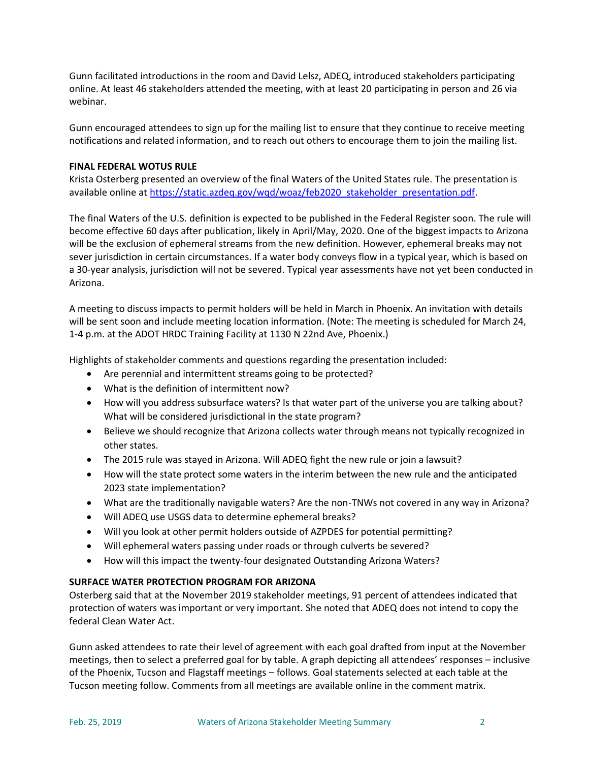Gunn facilitated introductions in the room and David Lelsz, ADEQ, introduced stakeholders participating online. At least 46 stakeholders attended the meeting, with at least 20 participating in person and 26 via webinar.

Gunn encouraged attendees to sign up for the mailing list to ensure that they continue to receive meeting notifications and related information, and to reach out others to encourage them to join the mailing list.

**FINAL FEDERAL WOTUS RULE**

Krista Osterberg presented an overview of the final Waters of the United States rule. The presentation is available online at [https://static.azdeq.gov/wqd/woaz/feb2020_stakeholder_presentation.pdf](https://static.azdeq.gov/wqd/woaz/feb2020_stakeholder_presentation.pdf).

The final Waters of the U.S. definition is expected to be published in the Federal Register soon. The rule will become effective 60 days after publication, likely in April/May, 2020. One of the biggest impacts to Arizona will be the exclusion of ephemeral streams from the new definition. However, ephemeral breaks may not sever jurisdiction in certain circumstances. If a water body conveys flow in a typical year, which is based on a 30-year analysis, jurisdiction will not be severed. Typical year assessments have not yet been conducted in Arizona.

A meeting to discuss impacts to permit holders will be held in March in Phoenix. An invitation with details will be sent soon and include meeting location information. (Note: The meeting is scheduled for March 24, 1-4 p.m. at the ADOT HRDC Training Facility at 1130 N 22nd Ave, Phoenix.)

Highlights of stakeholder comments and questions regarding the presentation included:

- Are perennial and intermittent streams going to be protected?
- What is the definition of intermittent now?
- How will you address subsurface waters? Is that water part of the universe you are talking about? What will be considered jurisdictional in the state program?
- Believe we should recognize that Arizona collects water through means not typically recognized in other states.
- The 2015 rule was stayed in Arizona. Will ADEQ fight the new rule or join a lawsuit?
- How will the state protect some waters in the interim between the new rule and the anticipated 2023 state implementation?
- What are the traditionally navigable waters? Are the non-TNWs not covered in any way in Arizona?
- Will ADEQ use USGS data to determine ephemeral breaks?
- Will you look at other permit holders outside of AZPDES for potential permitting?
- Will ephemeral waters passing under roads or through culverts be severed?
- How will this impact the twenty-four designated Outstanding Arizona Waters?

**SURFACE WATER PROTECTION PROGRAM FOR ARIZONA**

Osterberg said that at the November 2019 stakeholder meetings, 91 percent of attendees indicated that protection of waters was important or very important. She noted that ADEQ does not intend to copy the federal Clean Water Act.

Gunn asked attendees to rate their level of agreement with each goal drafted from input at the November meetings, then to select a preferred goal for by table. A graph depicting all attendees' responses – inclusive of the Phoenix, Tucson and Flagstaff meetings – follows. Goal statements selected at each table at the Tucson meeting follow. Comments from all meetings are available online in the comment matrix.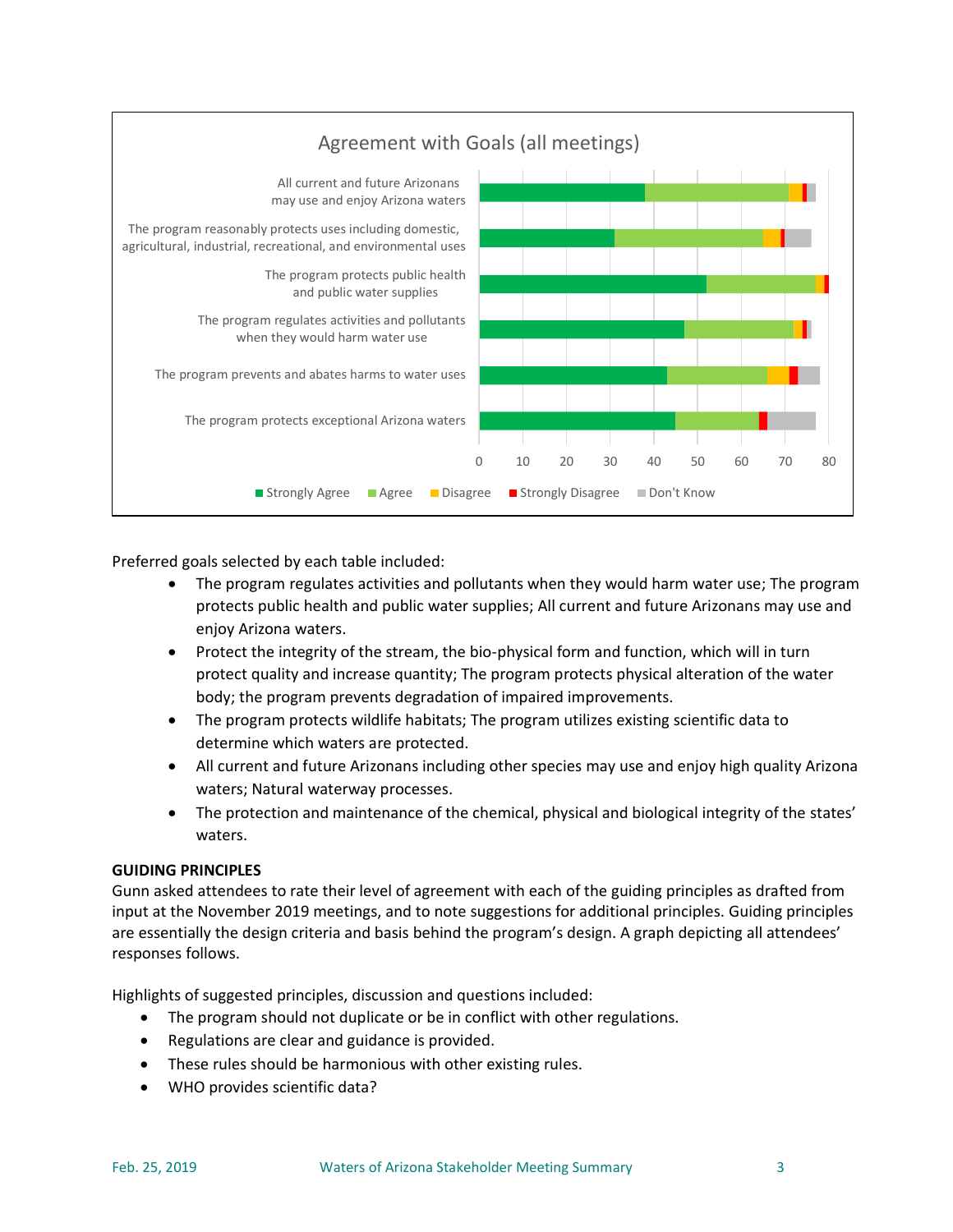**Agreement with Goals (all meetings)**

Preferred goals selected by each table included:

- The program regulates activities and pollutants when they would harm water use; The program protects public health and public water supplies; All current and future Arizonans may use and enjoy Arizona waters.
- Protect the integrity of the stream, the bio-physical form and function, which will in turn protect quality and increase quantity; The program protects physical alteration of the water body; the program prevents degradation of impaired improvements.
- The program protects wildlife habitats; The program utilizes existing scientific data to determine which waters are protected.
- All current and future Arizonans including other species may use and enjoy high quality Arizona waters; Natural waterway processes.
- The protection and maintenance of the chemical, physical and biological integrity of the states' waters.

**GUIDING PRINCIPLES**

Gunn asked attendees to rate their level of agreement with each of the guiding principles as drafted from input at the November 2019 meetings, and to note suggestions for additional principles. Guiding principles are essentially the design criteria and basis behind the program's design. A graph depicting all attendees' responses follows.

Highlights of suggested principles, discussion and questions included:

- The program should not duplicate or be in conflict with other regulations.
- Regulations are clear and guidance is provided.
- These rules should be harmonious with other existing rules.
- WHO provides scientific data?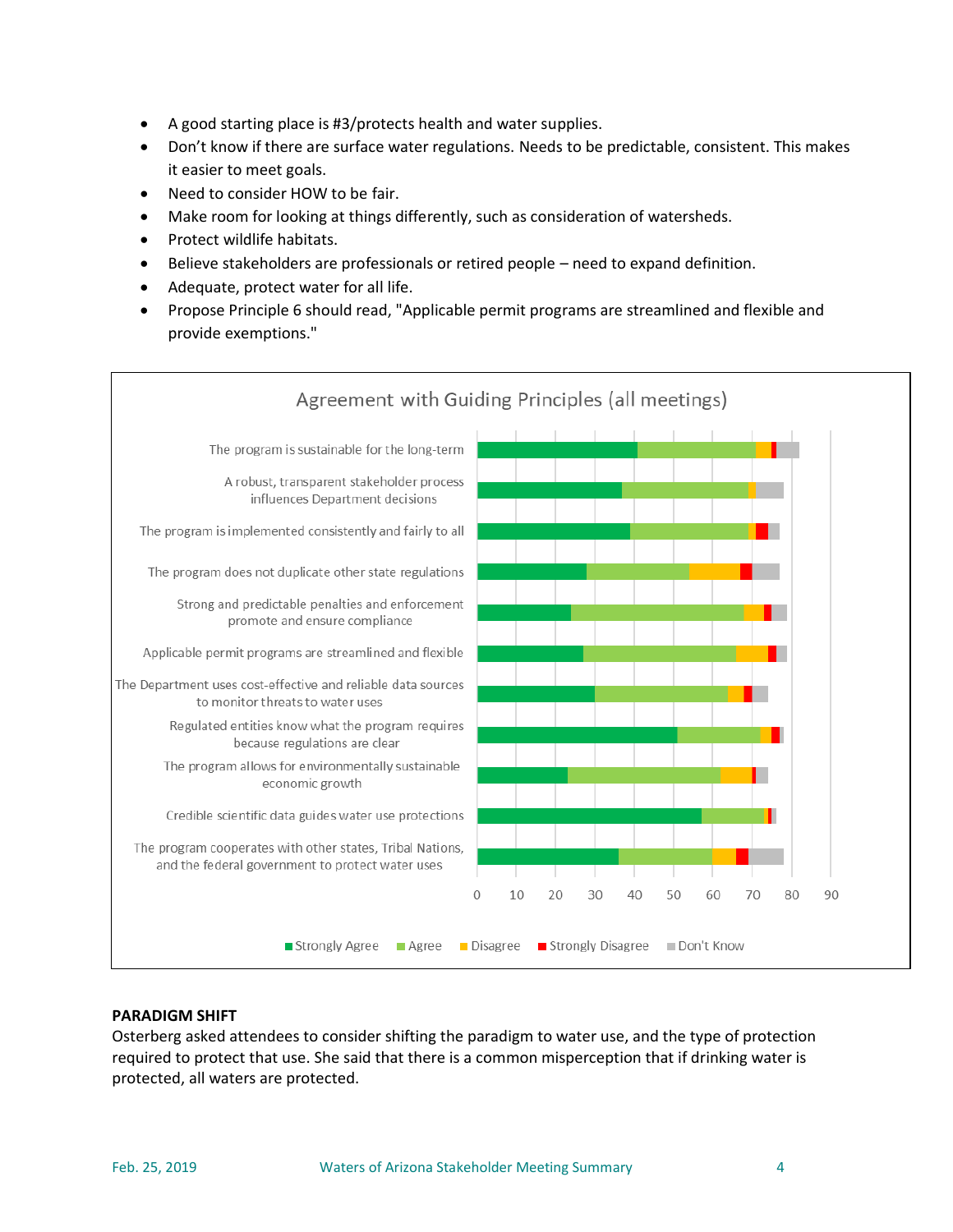- A good starting place is #3/protects health and water supplies.
- Don't know if there are surface water regulations. Needs to be predictable, consistent. This makes it easier to meet goals.
- Need to consider HOW to be fair.
- Make room for looking at things differently, such as consideration of watersheds.
- Protect wildlife habitats.
- Believe stakeholders are professionals or retired people – need to expand definition.
- Adequate, protect water for all life.
- Propose Principle 6 should read, "Applicable permit programs are streamlined and flexible and provide exemptions."

**Agreement with Guiding Principles (all meetings)**

- The program is sustainable for the long-term
- A robust, transparent stakeholder process influences Department decisions
- The program is implemented consistently and fairly to all
- The program does not duplicate other state regulations
- Strong and predictable penalties and enforcement promote and ensure compliance
- Applicable permit programs are streamlined and flexible
- The Department uses cost-effective and reliable data sources to monitor threats to water uses
- Regulated entities know what the program requires because regulations are clear
- The program allows for environmentally sustainable economic growth
- Credible scientific data guides water use protections
- The program cooperates with other states, Tribal Nations, and the federal government to protect water uses

Legend: Strongly Agree, Agree, Disagree, Strongly Disagree, Don't Know

## PARADIGM SHIFT

Osterberg asked attendees to consider shifting the paradigm to water use, and the type of protection required to protect that use. She said that there is a common misperception that if drinking water is protected, all waters are protected.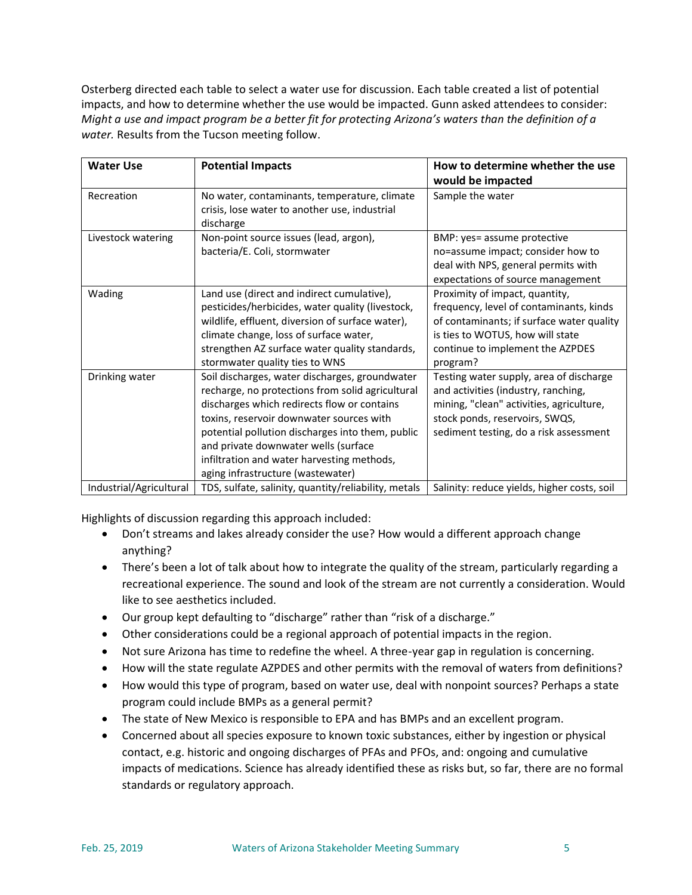Osterberg directed each table to select a water use for discussion. Each table created a list of potential impacts, and how to determine whether the use would be impacted. Gunn asked attendees to consider: *Might a use and impact program be a better fit for protecting Arizona's waters than the definition of a water.* Results from the Tucson meeting follow.

| Water Use | Potential Impacts | How to determine whether the use would be impacted |
|---|---|---|
| Recreation | No water, contaminants, temperature, climate crisis, lose water to another use, industrial discharge | Sample the water |
| Livestock watering | Non-point source issues (lead, argon), bacteria/E. Coli, stormwater | BMP: yes= assume protective no=assume impact; consider how to deal with NPS, general permits with expectations of source management |
| Wading | Land use (direct and indirect cumulative), pesticides/herbicides, water quality (livestock, wildlife, effluent, diversion of surface water), climate change, loss of surface water, strengthen AZ surface water quality standards, stormwater quality ties to WNS | Proximity of impact, quantity, frequency, level of contaminants, kinds of contaminants; if surface water quality is ties to WOTUS, how will state continue to implement the AZPDES program? |
| Drinking water | Soil discharges, water discharges, groundwater recharge, no protections from solid agricultural discharges which redirects flow or contains toxins, reservoir downwater sources with potential pollution discharges into them, public and private downwater wells (surface infiltration and water harvesting methods, aging infrastructure (wastewater) | Testing water supply, area of discharge and activities (industry, ranching, mining, "clean" activities, agriculture, stock ponds, reservoirs, SWQS, sediment testing, do a risk assessment |
| Industrial/Agricultural | TDS, sulfate, salinity, quantity/reliability, metals | Salinity: reduce yields, higher costs, soil |

Highlights of discussion regarding this approach included:

- Don't streams and lakes already consider the use? How would a different approach change anything?
- There's been a lot of talk about how to integrate the quality of the stream, particularly regarding a recreational experience. The sound and look of the stream are not currently a consideration. Would like to see aesthetics included.
- Our group kept defaulting to "discharge" rather than "risk of a discharge."
- Other considerations could be a regional approach of potential impacts in the region.
- Not sure Arizona has time to redefine the wheel. A three-year gap in regulation is concerning.
- How will the state regulate AZPDES and other permits with the removal of waters from definitions?
- How would this type of program, based on water use, deal with nonpoint sources? Perhaps a state program could include BMPs as a general permit?
- The state of New Mexico is responsible to EPA and has BMPs and an excellent program.
- Concerned about all species exposure to known toxic substances, either by ingestion or physical contact, e.g. historic and ongoing discharges of PFAs and PFOs, and: ongoing and cumulative impacts of medications. Science has already identified these as risks but, so far, there are no formal standards or regulatory approach.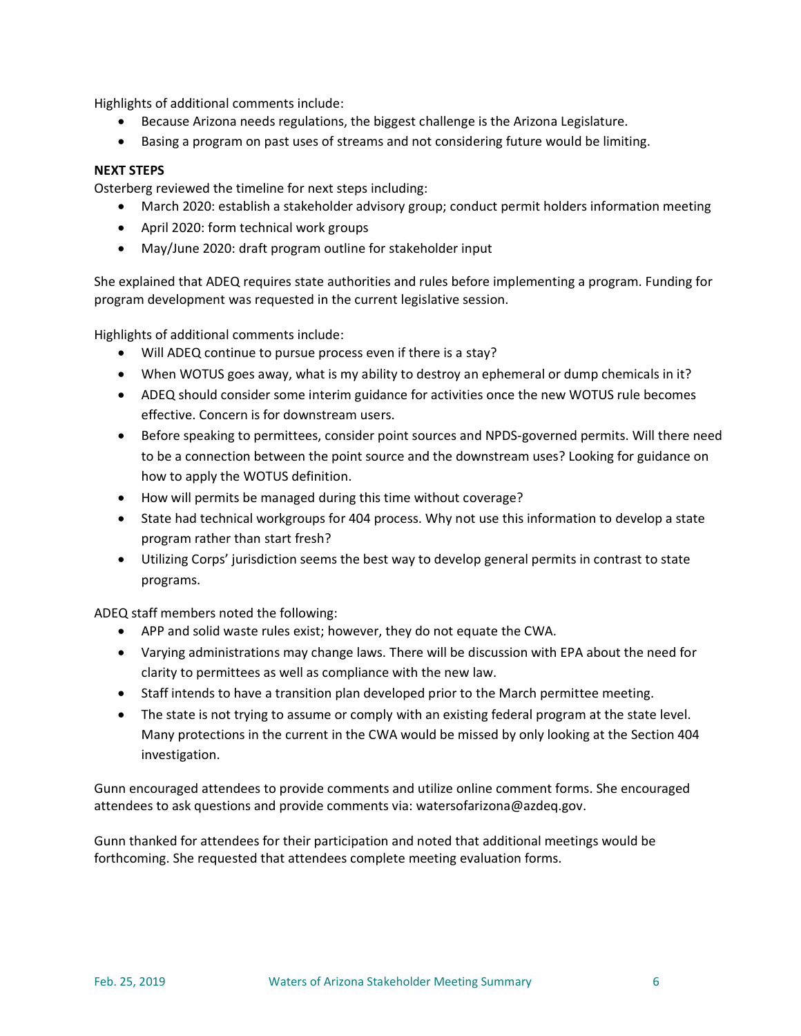Highlights of additional comments include:

- Because Arizona needs regulations, the biggest challenge is the Arizona Legislature.
- Basing a program on past uses of streams and not considering future would be limiting.

**NEXT STEPS**

Osterberg reviewed the timeline for next steps including:

- March 2020: establish a stakeholder advisory group; conduct permit holders information meeting
- April 2020: form technical work groups
- May/June 2020: draft program outline for stakeholder input

She explained that ADEQ requires state authorities and rules before implementing a program. Funding for program development was requested in the current legislative session.

Highlights of additional comments include:

- Will ADEQ continue to pursue process even if there is a stay?
- When WOTUS goes away, what is my ability to destroy an ephemeral or dump chemicals in it?
- ADEQ should consider some interim guidance for activities once the new WOTUS rule becomes effective. Concern is for downstream users.
- Before speaking to permittees, consider point sources and NPDS-governed permits. Will there need to be a connection between the point source and the downstream uses? Looking for guidance on how to apply the WOTUS definition.
- How will permits be managed during this time without coverage?
- State had technical workgroups for 404 process. Why not use this information to develop a state program rather than start fresh?
- Utilizing Corps' jurisdiction seems the best way to develop general permits in contrast to state programs.

ADEQ staff members noted the following:

- APP and solid waste rules exist; however, they do not equate the CWA.
- Varying administrations may change laws. There will be discussion with EPA about the need for clarity to permittees as well as compliance with the new law.
- Staff intends to have a transition plan developed prior to the March permittee meeting.
- The state is not trying to assume or comply with an existing federal program at the state level. Many protections in the current in the CWA would be missed by only looking at the Section 404 investigation.

Gunn encouraged attendees to provide comments and utilize online comment forms. She encouraged attendees to ask questions and provide comments via: watersofarizona@azdeq.gov.

Gunn thanked for attendees for their participation and noted that additional meetings would be forthcoming. She requested that attendees complete meeting evaluation forms.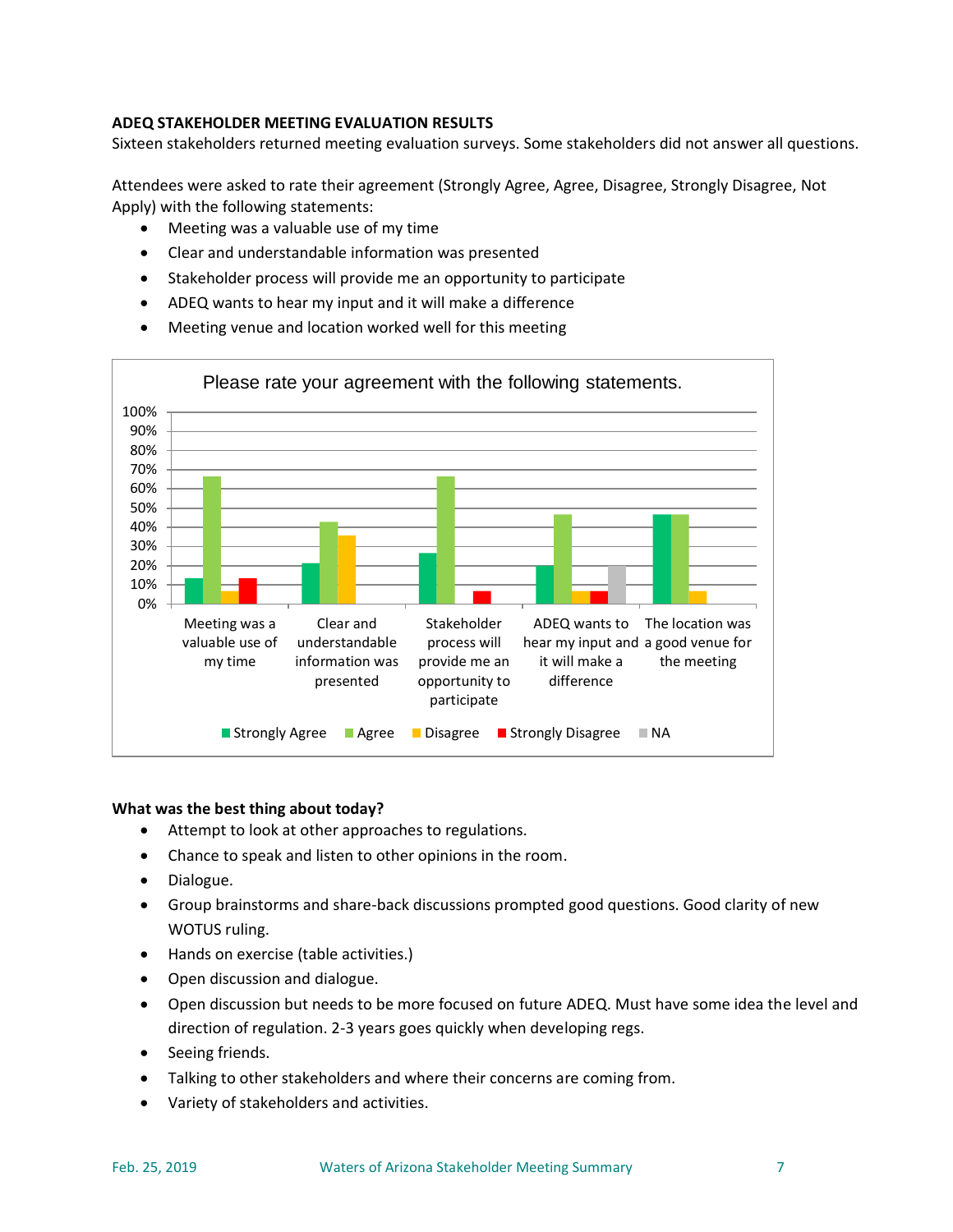**ADEQ STAKEHOLDER MEETING EVALUATION RESULTS**

Sixteen stakeholders returned meeting evaluation surveys. Some stakeholders did not answer all questions.

Attendees were asked to rate their agreement (Strongly Agree, Agree, Disagree, Strongly Disagree, Not Apply) with the following statements:

- Meeting was a valuable use of my time
- Clear and understandable information was presented
- Stakeholder process will provide me an opportunity to participate
- ADEQ wants to hear my input and it will make a difference
- Meeting venue and location worked well for this meeting

Please rate your agreement with the following statements.

Categories: Meeting was a valuable use of my time; Clear and understandable information was presented; Stakeholder process will provide me an opportunity to participate; ADEQ wants to hear my input and it will make a difference; The location was a good venue for the meeting

Legend: Strongly Agree, Agree, Disagree, Strongly Disagree, NA

**What was the best thing about today?**

- Attempt to look at other approaches to regulations.
- Chance to speak and listen to other opinions in the room.
- Dialogue.
- Group brainstorms and share-back discussions prompted good questions. Good clarity of new WOTUS ruling.
- Hands on exercise (table activities.)
- Open discussion and dialogue.
- Open discussion but needs to be more focused on future ADEQ. Must have some idea the level and direction of regulation. 2-3 years goes quickly when developing regs.
- Seeing friends.
- Talking to other stakeholders and where their concerns are coming from.
- Variety of stakeholders and activities.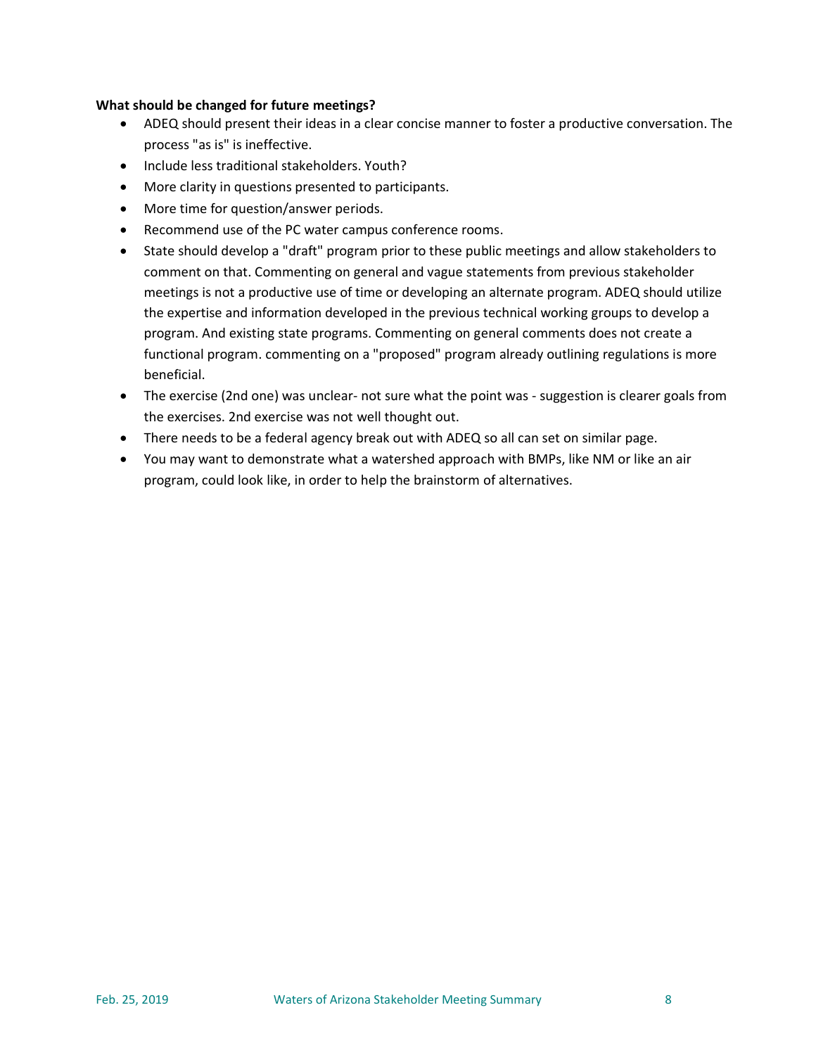**What should be changed for future meetings?**

- ADEQ should present their ideas in a clear concise manner to foster a productive conversation. The process "as is" is ineffective.
- Include less traditional stakeholders. Youth?
- More clarity in questions presented to participants.
- More time for question/answer periods.
- Recommend use of the PC water campus conference rooms.
- State should develop a "draft" program prior to these public meetings and allow stakeholders to comment on that. Commenting on general and vague statements from previous stakeholder meetings is not a productive use of time or developing an alternate program. ADEQ should utilize the expertise and information developed in the previous technical working groups to develop a program. And existing state programs. Commenting on general comments does not create a functional program. commenting on a "proposed" program already outlining regulations is more beneficial.
- The exercise (2nd one) was unclear- not sure what the point was - suggestion is clearer goals from the exercises. 2nd exercise was not well thought out.
- There needs to be a federal agency break out with ADEQ so all can set on similar page.
- You may want to demonstrate what a watershed approach with BMPs, like NM or like an air program, could look like, in order to help the brainstorm of alternatives.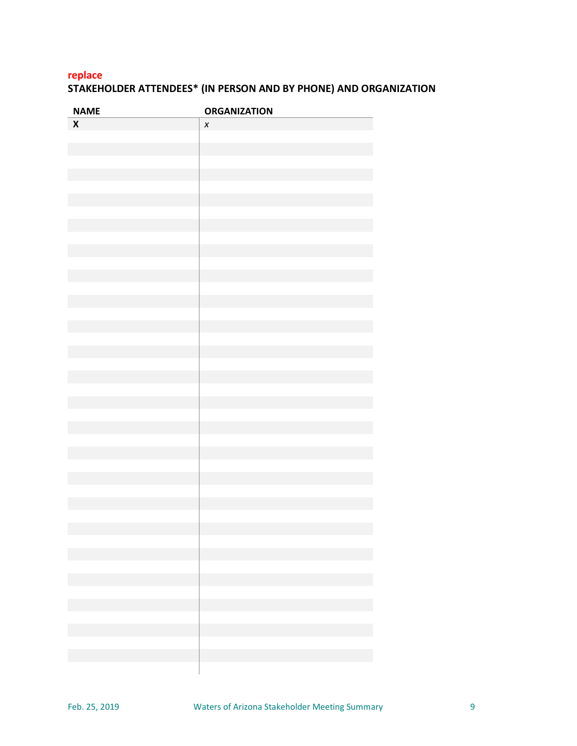replace

**STAKEHOLDER ATTENDEES* (IN PERSON AND BY PHONE) AND ORGANIZATION**

| NAME | ORGANIZATION |
|---|---|
| **X** | *x* |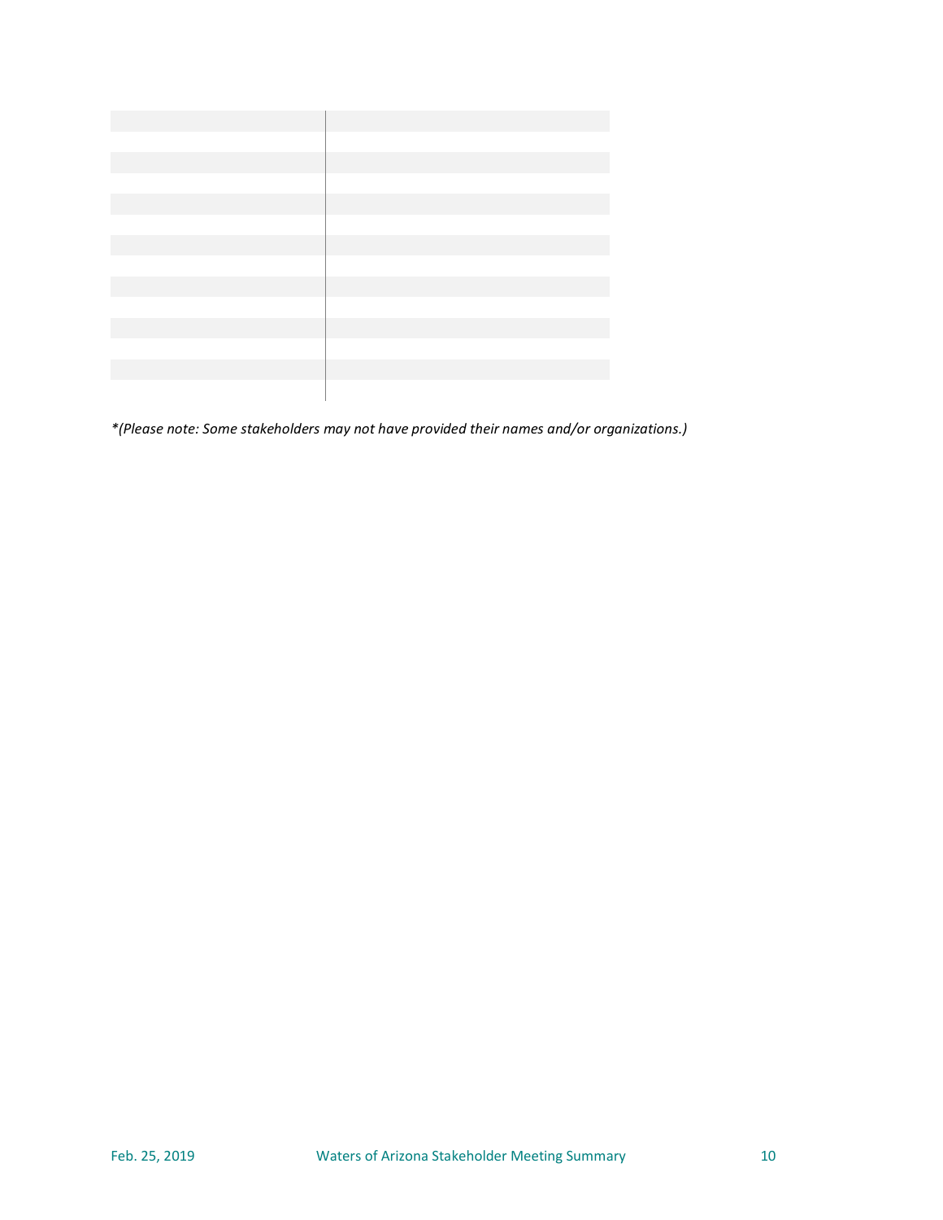*(Please note: Some stakeholders may not have provided their names and/or organizations.)